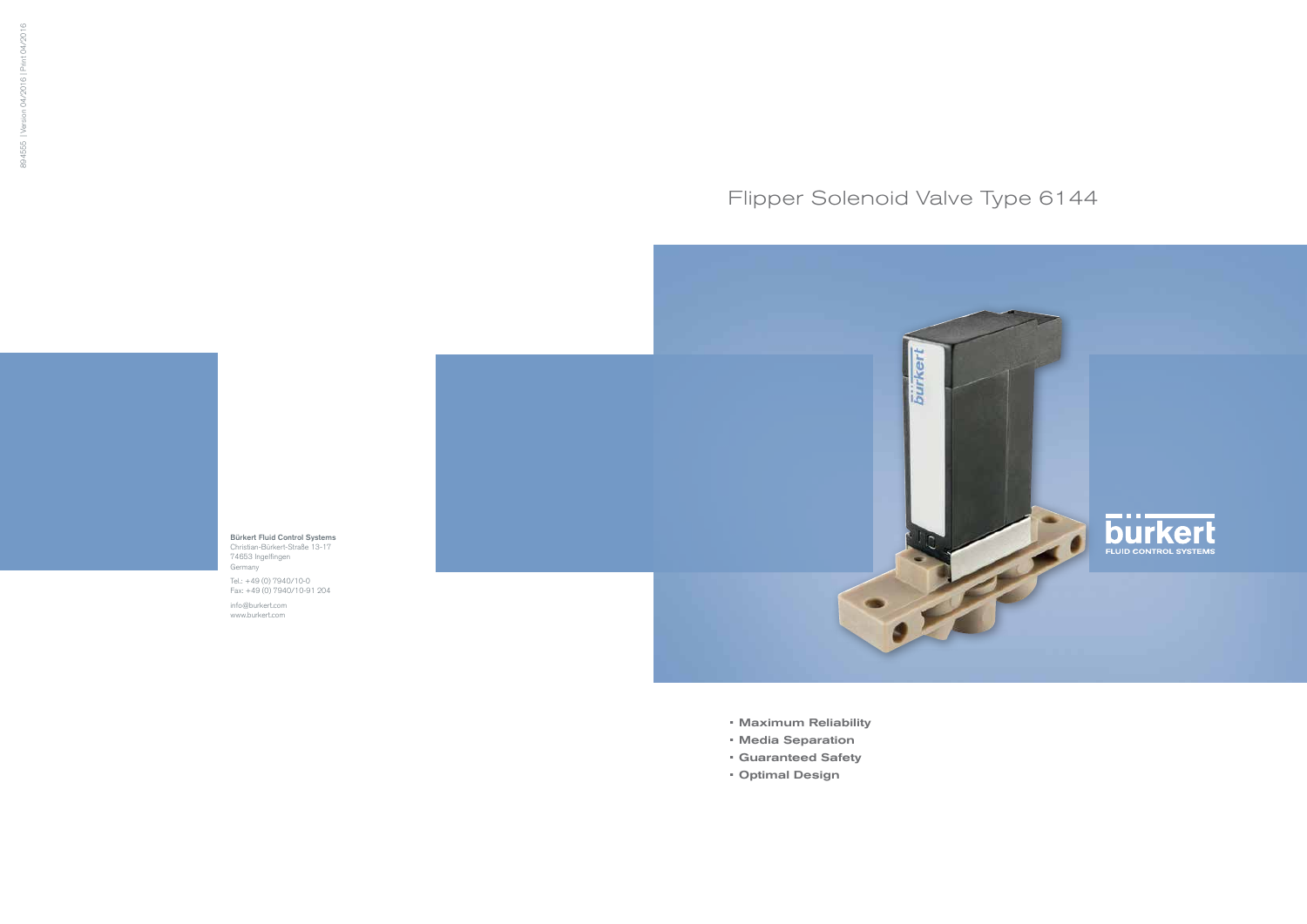# Flipper Solenoid Valve Type 6144

- Maximum Reliability
- Media Separation
- Guaranteed Safety
- Optimal Design

**Bürkert Fluid Control Systems**
Christian-Bürkert-Straße 13-17
74653 Ingelfingen
Germany

Tel.: +49 (0) 7940/10-0
Fax: +49 (0) 7940/10-91 204

info@burkert.com
www.burkert.com

bürkert
FLUID CONTROL SYSTEMS

894555 | Version 04/2016 | Print 04/2016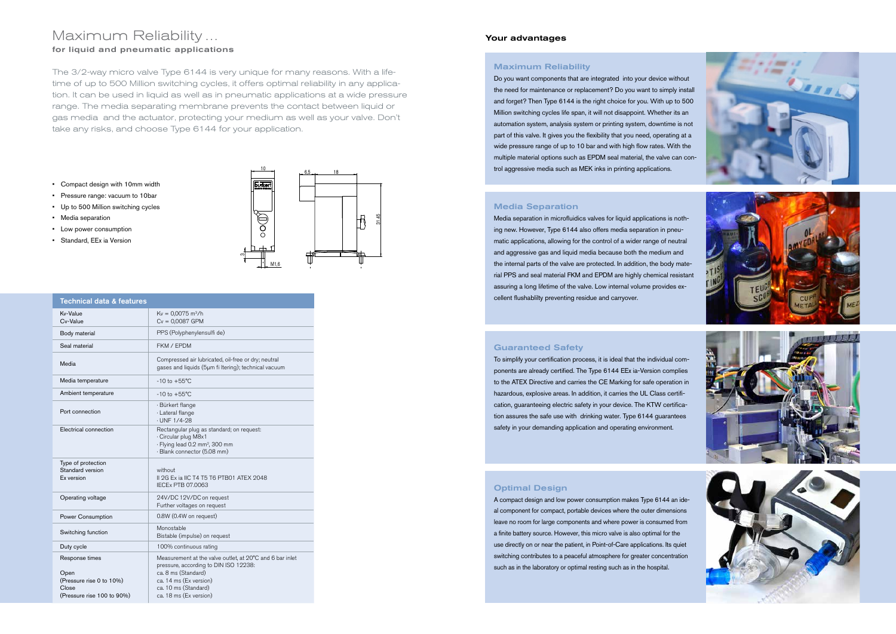# Maximum Reliability ...

**for liquid and pneumatic applications**

The 3/2-way micro valve Type 6144 is very unique for many reasons. With a lifetime of up to 500 Million switching cycles, it offers optimal reliability in any application. It can be used in liquid as well as in pneumatic applications at a wide pressure range. The media separating membrane prevents the contact between liquid or gas media and the actuator, protecting your medium as well as your valve. Don't take any risks, and choose Type 6144 for your application.

- Compact design with 10mm width
- Pressure range: vacuum to 10bar
- Up to 500 Million switching cycles
- Media separation
- Low power consumption
- Standard, EEx ia Version

10
6,5
18
31,45
3
M1,6

| Technical data & features | |
|---|---|
| Kv-Value<br>Cv-Value | Kv = 0,0075 m³/h<br>Cv = 0,0087 GPM |
| Body material | PPS (Polyphenylensulfide) |
| Seal material | FKM / EPDM |
| Media | Compressed air lubricated, oil-free or dry; neutral gases and liquids (5µm filtering); technical vacuum |
| Media temperature | -10 to +55°C |
| Ambient temperature | -10 to +55°C |
| Port connection | · Bürkert flange<br>· Lateral flange<br>· UNF 1/4-28 |
| Electrical connection | Rectangular plug as standard; on request:<br>· Circular plug M8x1<br>· Flying lead 0.2 mm², 300 mm<br>· Blank connector (5.08 mm) |
| Type of protection<br>Standard version<br>Ex version | <br>without<br>II 2G Ex ia IIC T4 T5 T6 PTB01 ATEX 2048<br>IECEx PTB 07.0063 |
| Operating voltage | 24V/DC 12V/DC on request<br>Further voltages on request |
| Power Consumption | 0.8W (0.4W on request) |
| Switching function | Monostable<br>Bistable (impulse) on request |
| Duty cycle | 100% continuous rating |
| Response times<br><br>Open<br>(Pressure rise 0 to 10%)<br>Close<br>(Pressure rise 100 to 90%) | Measurement at the valve outlet, at 20°C and 6 bar inlet pressure, according to DIN ISO 12238:<br>ca. 8 ms (Standard)<br>ca. 14 ms (Ex version)<br>ca. 10 ms (Standard)<br>ca. 18 ms (Ex version) |

## Your advantages

### Maximum Reliability

Do you want components that are integrated into your device without the need for maintenance or replacement? Do you want to simply install and forget? Then Type 6144 is the right choice for you. With up to 500 Million switching cycles life span, it will not disappoint. Whether its an automation system, analysis system or printing system, downtime is not part of this valve. It gives you the flexibility that you need, operating at a wide pressure range of up to 10 bar and with high flow rates. With the multiple material options such as EPDM seal material, the valve can control aggressive media such as MEK inks in printing applications.

### Media Separation

Media separation in microfluidics valves for liquid applications is nothing new. However, Type 6144 also offers media separation in pneumatic applications, allowing for the control of a wider range of neutral and aggressive gas and liquid media because both the medium and the internal parts of the valve are protected. In addition, the body material PPS and seal material FKM and EPDM are highly chemical resistant assuring a long lifetime of the valve. Low internal volume provides excellent flushablilty preventing residue and carryover.

### Guaranteed Safety

To simplify your certification process, it is ideal that the individual components are already certified. The Type 6144 EEx ia-Version complies to the ATEX Directive and carries the CE Marking for safe operation in hazardous, explosive areas. In addition, it carries the UL Class certification, guaranteeing electric safety in your device. The KTW certification assures the safe use with drinking water. Type 6144 guarantees safety in your demanding application and operating environment.

### Optimal Design

A compact design and low power consumption makes Type 6144 an ideal component for compact, portable devices where the outer dimensions leave no room for large components and where power is consumed from a finite battery source. However, this micro valve is also optimal for the use directly on or near the patient, in Point-of-Care applications. Its quiet switching contributes to a peaceful atmosphere for greater concentration such as in the laboratory or optimal resting such as in the hospital.